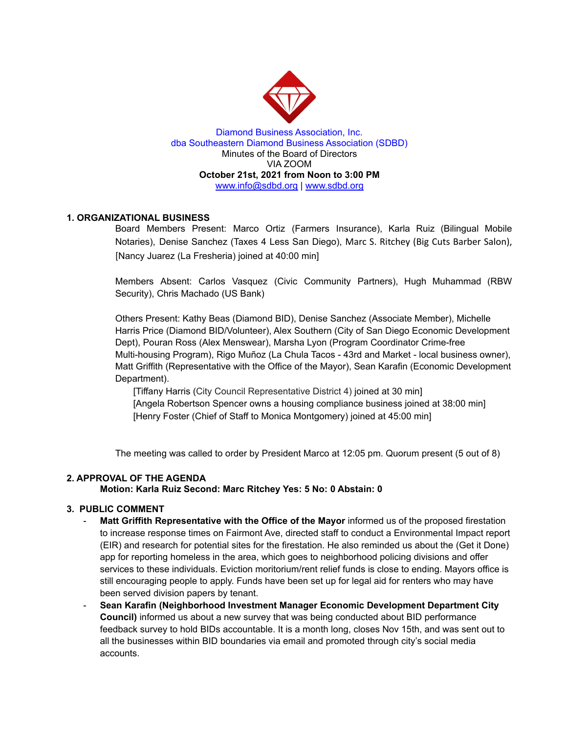Diamond Business Association, Inc.
dba Southeastern Diamond Business Association (SDBD)
Minutes of the Board of Directors
VIA ZOOM
**October 21st, 2021 from Noon to 3:00 PM**
www.info@sdbd.org | www.sdbd.org

## 1. ORGANIZATIONAL BUSINESS

Board Members Present: Marco Ortiz (Farmers Insurance), Karla Ruiz (Bilingual Mobile Notaries), Denise Sanchez (Taxes 4 Less San Diego), Marc S. Ritchey (Big Cuts Barber Salon), [Nancy Juarez (La Fresheria) joined at 40:00 min]

Members Absent: Carlos Vasquez (Civic Community Partners), Hugh Muhammad (RBW Security), Chris Machado (US Bank)

Others Present: Kathy Beas (Diamond BID), Denise Sanchez (Associate Member), Michelle Harris Price (Diamond BID/Volunteer), Alex Southern (City of San Diego Economic Development Dept), Pouran Ross (Alex Menswear), Marsha Lyon (Program Coordinator Crime-free Multi-housing Program), Rigo Muñoz (La Chula Tacos - 43rd and Market - local business owner), Matt Griffith (Representative with the Office of the Mayor), Sean Karafin (Economic Development Department).

[Tiffany Harris (City Council Representative District 4) joined at 30 min]
[Angela Robertson Spencer owns a housing compliance business joined at 38:00 min]
[Henry Foster (Chief of Staff to Monica Montgomery) joined at 45:00 min]

The meeting was called to order by President Marco at 12:05 pm. Quorum present (5 out of 8)

## 2. APPROVAL OF THE AGENDA

**Motion: Karla Ruiz Second: Marc Ritchey Yes: 5 No: 0 Abstain: 0**

## 3. PUBLIC COMMENT

- **Matt Griffith Representative with the Office of the Mayor** informed us of the proposed firestation to increase response times on Fairmont Ave, directed staff to conduct a Environmental Impact report (EIR) and research for potential sites for the firestation. He also reminded us about the (Get it Done) app for reporting homeless in the area, which goes to neighborhood policing divisions and offer services to these individuals. Eviction moritorium/rent relief funds is close to ending. Mayors office is still encouraging people to apply. Funds have been set up for legal aid for renters who may have been served division papers by tenant.
- **Sean Karafin (Neighborhood Investment Manager Economic Development Department City Council)** informed us about a new survey that was being conducted about BID performance feedback survey to hold BIDs accountable. It is a month long, closes Nov 15th, and was sent out to all the businesses within BID boundaries via email and promoted through city's social media accounts.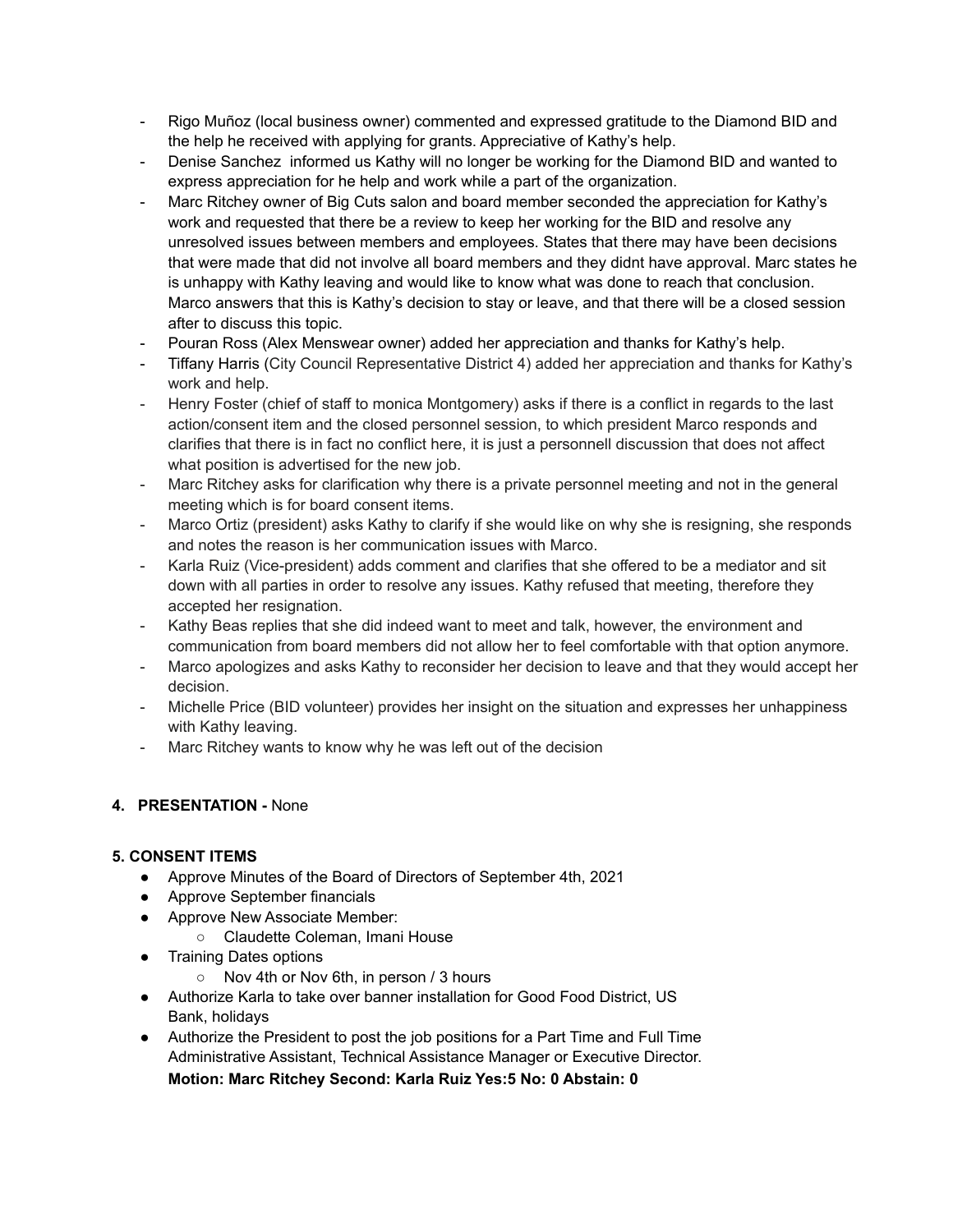- Rigo Muñoz (local business owner) commented and expressed gratitude to the Diamond BID and the help he received with applying for grants. Appreciative of Kathy's help.
- Denise Sanchez informed us Kathy will no longer be working for the Diamond BID and wanted to express appreciation for he help and work while a part of the organization.
- Marc Ritchey owner of Big Cuts salon and board member seconded the appreciation for Kathy's work and requested that there be a review to keep her working for the BID and resolve any unresolved issues between members and employees. States that there may have been decisions that were made that did not involve all board members and they didnt have approval. Marc states he is unhappy with Kathy leaving and would like to know what was done to reach that conclusion. Marco answers that this is Kathy's decision to stay or leave, and that there will be a closed session after to discuss this topic.
- Pouran Ross (Alex Menswear owner) added her appreciation and thanks for Kathy's help.
- Tiffany Harris (City Council Representative District 4) added her appreciation and thanks for Kathy's work and help.
- Henry Foster (chief of staff to monica Montgomery) asks if there is a conflict in regards to the last action/consent item and the closed personnel session, to which president Marco responds and clarifies that there is in fact no conflict here, it is just a personnell discussion that does not affect what position is advertised for the new job.
- Marc Ritchey asks for clarification why there is a private personnel meeting and not in the general meeting which is for board consent items.
- Marco Ortiz (president) asks Kathy to clarify if she would like on why she is resigning, she responds and notes the reason is her communication issues with Marco.
- Karla Ruiz (Vice-president) adds comment and clarifies that she offered to be a mediator and sit down with all parties in order to resolve any issues. Kathy refused that meeting, therefore they accepted her resignation.
- Kathy Beas replies that she did indeed want to meet and talk, however, the environment and communication from board members did not allow her to feel comfortable with that option anymore.
- Marco apologizes and asks Kathy to reconsider her decision to leave and that they would accept her decision.
- Michelle Price (BID volunteer) provides her insight on the situation and expresses her unhappiness with Kathy leaving.
- Marc Ritchey wants to know why he was left out of the decision

**4. PRESENTATION -** None

**5. CONSENT ITEMS**

- Approve Minutes of the Board of Directors of September 4th, 2021
- Approve September financials
- Approve New Associate Member:
  - Claudette Coleman, Imani House
- Training Dates options
  - Nov 4th or Nov 6th, in person / 3 hours
- Authorize Karla to take over banner installation for Good Food District, US Bank, holidays
- Authorize the President to post the job positions for a Part Time and Full Time Administrative Assistant, Technical Assistance Manager or Executive Director.

  **Motion: Marc Ritchey Second: Karla Ruiz Yes:5 No: 0 Abstain: 0**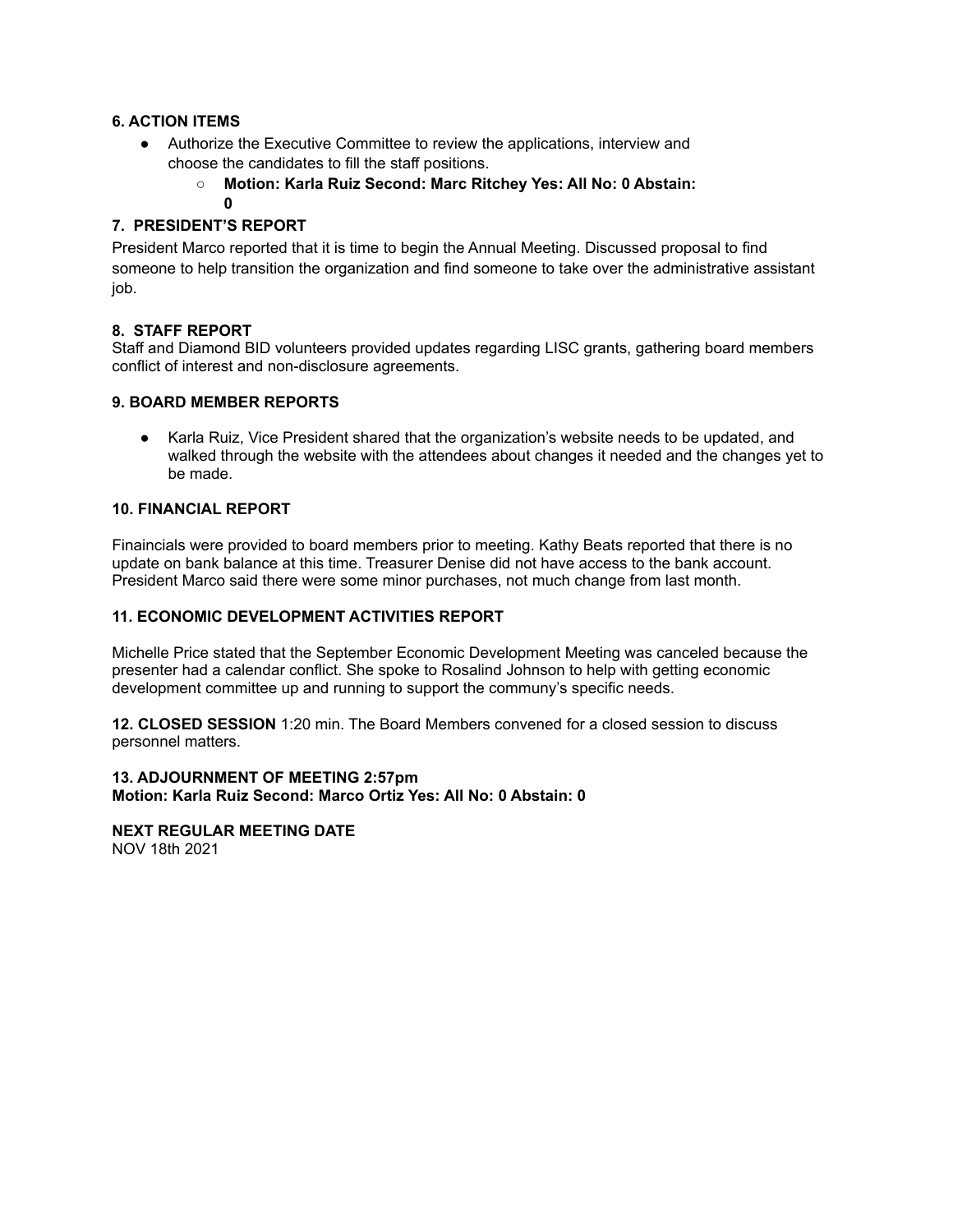**6. ACTION ITEMS**

- Authorize the Executive Committee to review the applications, interview and choose the candidates to fill the staff positions.
  - **Motion: Karla Ruiz Second: Marc Ritchey Yes: All No: 0 Abstain: 0**

**7. PRESIDENT'S REPORT**

President Marco reported that it is time to begin the Annual Meeting. Discussed proposal to find someone to help transition the organization and find someone to take over the administrative assistant job.

**8. STAFF REPORT**

Staff and Diamond BID volunteers provided updates regarding LISC grants, gathering board members conflict of interest and non-disclosure agreements.

**9. BOARD MEMBER REPORTS**

- Karla Ruiz, Vice President shared that the organization's website needs to be updated, and walked through the website with the attendees about changes it needed and the changes yet to be made.

**10. FINANCIAL REPORT**

Finaincials were provided to board members prior to meeting. Kathy Beats reported that there is no update on bank balance at this time. Treasurer Denise did not have access to the bank account. President Marco said there were some minor purchases, not much change from last month.

**11. ECONOMIC DEVELOPMENT ACTIVITIES REPORT**

Michelle Price stated that the September Economic Development Meeting was canceled because the presenter had a calendar conflict. She spoke to Rosalind Johnson to help with getting economic development committee up and running to support the communy's specific needs.

**12. CLOSED SESSION** 1:20 min. The Board Members convened for a closed session to discuss personnel matters.

**13. ADJOURNMENT OF MEETING 2:57pm**
**Motion: Karla Ruiz Second: Marco Ortiz Yes: All No: 0 Abstain: 0**

**NEXT REGULAR MEETING DATE**
NOV 18th 2021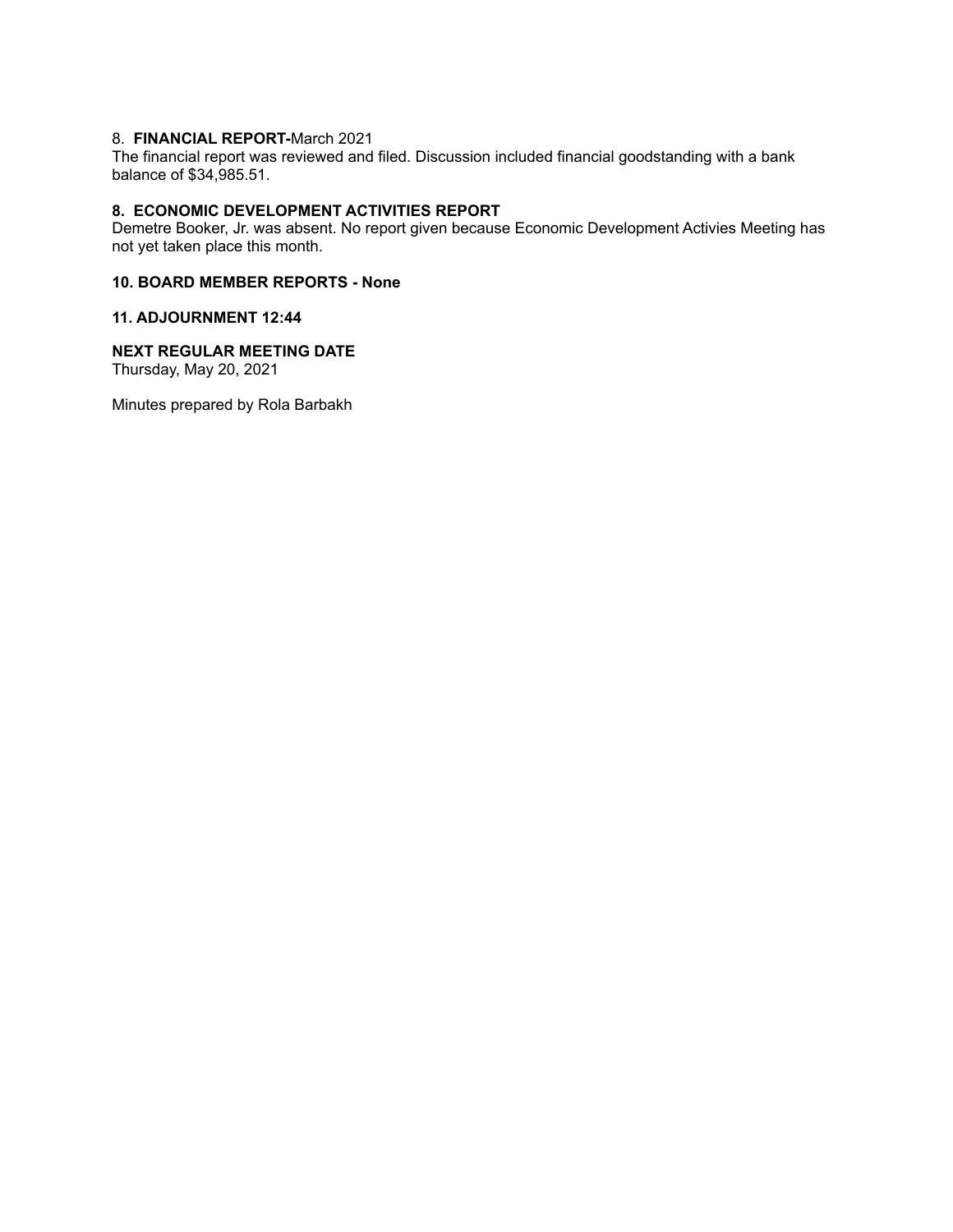8. **FINANCIAL REPORT-**March 2021
The financial report was reviewed and filed. Discussion included financial goodstanding with a bank balance of $34,985.51.

**8. ECONOMIC DEVELOPMENT ACTIVITIES REPORT**
Demetre Booker, Jr. was absent. No report given because Economic Development Activies Meeting has not yet taken place this month.

**10. BOARD MEMBER REPORTS - None**

**11. ADJOURNMENT 12:44**

**NEXT REGULAR MEETING DATE**
Thursday, May 20, 2021

Minutes prepared by Rola Barbakh